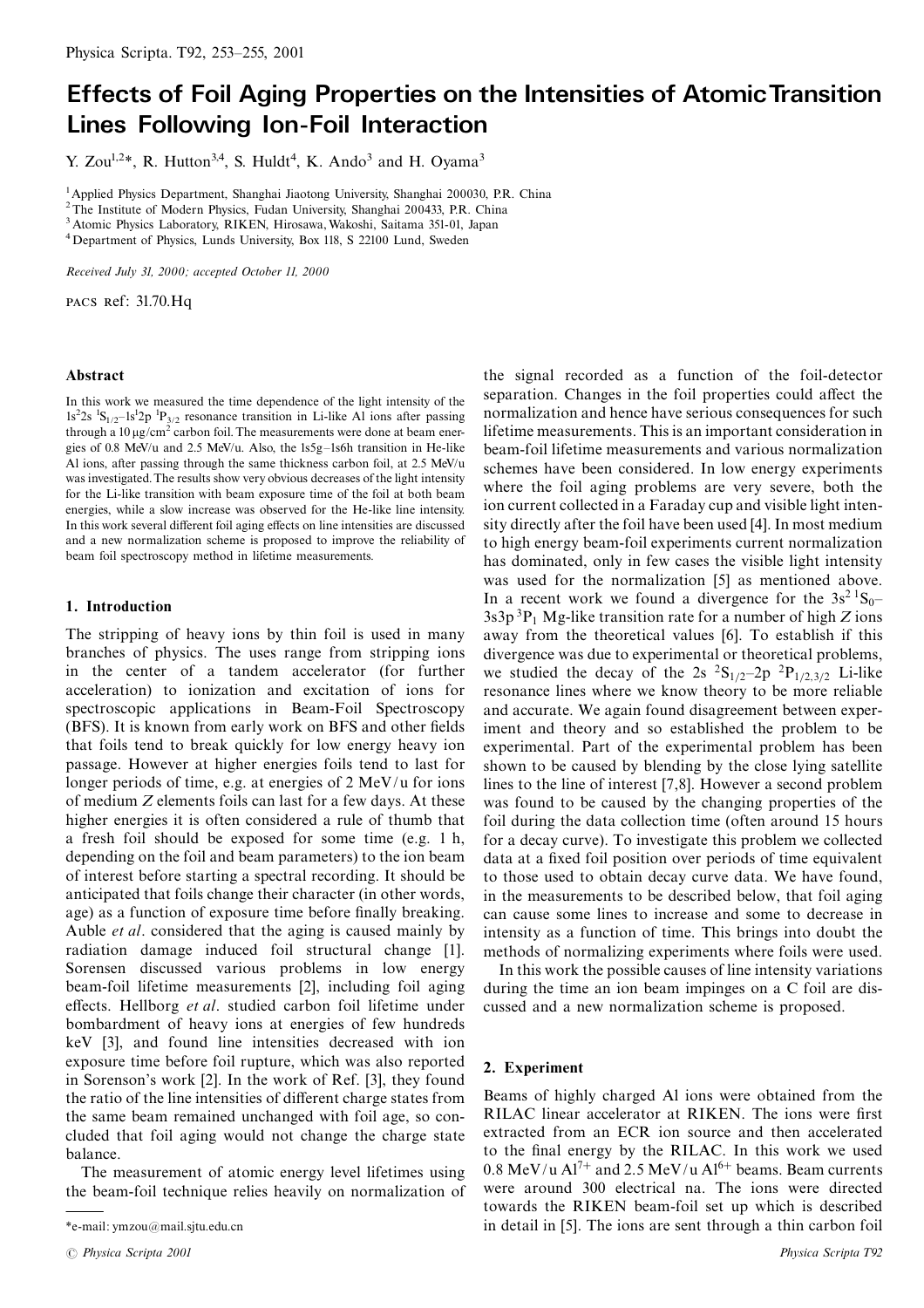# Effects of Foil Aging Properties on the Intensities of Atomic Transition Lines Following Ion-Foil Interaction

Y. Zou[1,2]*, R. Hutton[3,4], S. Huldt[4], K. Ando[3] and H. Oyama[3]

[1] Applied Physics Department, Shanghai Jiaotong University, Shanghai 200030, P.R. China
[2] The Institute of Modern Physics, Fudan University, Shanghai 200433, P.R. China
[3] Atomic Physics Laboratory, RIKEN, Hirosawa, Wakoshi, Saitama 351-01, Japan
[4] Department of Physics, Lunds University, Box 118, S 22100 Lund, Sweden

*Received July 31, 2000; accepted October 11, 2000*

PACS Ref: 31.70.Hq

### Abstract

In this work we measured the time dependence of the light intensity of the $1s^2 2s\ ^1S_{1/2}$–$1s^1 2p\ ^1P_{3/2}$ resonance transition in Li-like Al ions after passing through a 10 μg/cm$^2$ carbon foil. The measurements were done at beam energies of 0.8 MeV/u and 2.5 MeV/u. Also, the 1s5g–1s6h transition in He-like Al ions, after passing through the same thickness carbon foil, at 2.5 MeV/u was investigated. The results show very obvious decreases of the light intensity for the Li-like transition with beam exposure time of the foil at both beam energies, while a slow increase was observed for the He-like line intensity. In this work several different foil aging effects on line intensities are discussed and a new normalization scheme is proposed to improve the reliability of beam foil spectroscopy method in lifetime measurements.

## 1. Introduction

The stripping of heavy ions by thin foil is used in many branches of physics. The uses range from stripping ions in the center of a tandem accelerator (for further acceleration) to ionization and excitation of ions for spectroscopic applications in Beam-Foil Spectroscopy (BFS). It is known from early work on BFS and other fields that foils tend to break quickly for low energy heavy ion passage. However at higher energies foils tend to last for longer periods of time, e.g. at energies of 2 MeV/u for ions of medium $Z$ elements foils can last for a few days. At these higher energies it is often considered a rule of thumb that a fresh foil should be exposed for some time (e.g. 1 h, depending on the foil and beam parameters) to the ion beam of interest before starting a spectral recording. It should be anticipated that foils change their character (in other words, age) as a function of exposure time before finally breaking. Auble *et al*. considered that the aging is caused mainly by radiation damage induced foil structural change [1]. Sorensen discussed various problems in low energy beam-foil lifetime measurements [2], including foil aging effects. Hellborg *et al*. studied carbon foil lifetime under bombardment of heavy ions at energies of few hundreds keV [3], and found line intensities decreased with ion exposure time before foil rupture, which was also reported in Sorenson's work [2]. In the work of Ref. [3], they found the ratio of the line intensities of different charge states from the same beam remained unchanged with foil age, so concluded that foil aging would not change the charge state balance.

The measurement of atomic energy level lifetimes using the beam-foil technique relies heavily on normalization of the signal recorded as a function of the foil-detector separation. Changes in the foil properties could affect the normalization and hence have serious consequences for such lifetime measurements. This is an important consideration in beam-foil lifetime measurements and various normalization schemes have been considered. In low energy experiments where the foil aging problems are very severe, both the ion current collected in a Faraday cup and visible light intensity directly after the foil have been used [4]. In most medium to high energy beam-foil experiments current normalization has dominated, only in few cases the visible light intensity was used for the normalization [5] as mentioned above. In a recent work we found a divergence for the $3s^2\ ^1S_0$–$3s3p\ ^3P_1$ Mg-like transition rate for a number of high $Z$ ions away from the theoretical values [6]. To establish if this divergence was due to experimental or theoretical problems, we studied the decay of the $2s\ ^2S_{1/2}$–$2p\ ^2P_{1/2,3/2}$ Li-like resonance lines where we know theory to be more reliable and accurate. We again found disagreement between experiment and theory and so established the problem to be experimental. Part of the experimental problem has been shown to be caused by blending by the close lying satellite lines to the line of interest [7,8]. However a second problem was found to be caused by the changing properties of the foil during the data collection time (often around 15 hours for a decay curve). To investigate this problem we collected data at a fixed foil position over periods of time equivalent to those used to obtain decay curve data. We have found, in the measurements to be described below, that foil aging can cause some lines to increase and some to decrease in intensity as a function of time. This brings into doubt the methods of normalizing experiments where foils were used.

In this work the possible causes of line intensity variations during the time an ion beam impinges on a C foil are discussed and a new normalization scheme is proposed.

## 2. Experiment

Beams of highly charged Al ions were obtained from the RILAC linear accelerator at RIKEN. The ions were first extracted from an ECR ion source and then accelerated to the final energy by the RILAC. In this work we used 0.8 MeV/u $Al^{7+}$ and 2.5 MeV/u $Al^{6+}$ beams. Beam currents were around 300 electrical na. The ions were directed towards the RIKEN beam-foil set up which is described in detail in [5]. The ions are sent through a thin carbon foil

*e-mail: ymzou@mail.sjtu.edu.cn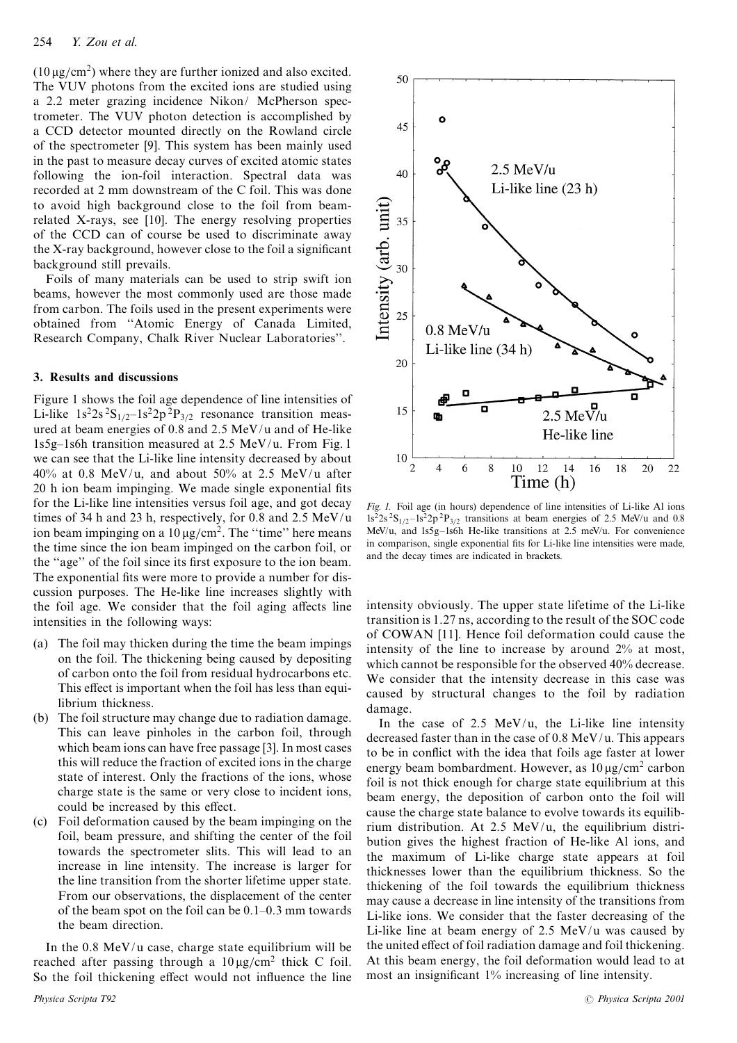($10\,\mu g/cm^2$) where they are further ionized and also excited. The VUV photons from the excited ions are studied using a 2.2 meter grazing incidence Nikon/ McPherson spectrometer. The VUV photon detection is accomplished by a CCD detector mounted directly on the Rowland circle of the spectrometer [9]. This system has been mainly used in the past to measure decay curves of excited atomic states following the ion-foil interaction. Spectral data was recorded at 2 mm downstream of the C foil. This was done to avoid high background close to the foil from beam-related X-rays, see [10]. The energy resolving properties of the CCD can of course be used to discriminate away the X-ray background, however close to the foil a significant background still prevails.

Foils of many materials can be used to strip swift ion beams, however the most commonly used are those made from carbon. The foils used in the present experiments were obtained from "Atomic Energy of Canada Limited, Research Company, Chalk River Nuclear Laboratories".

### 3. Results and discussions

Figure 1 shows the foil age dependence of line intensities of Li-like $1s^22s\,^2S_{1/2}$–$1s^22p\,^2P_{3/2}$ resonance transition measured at beam energies of 0.8 and 2.5 MeV/u and of He-like 1s5g–1s6h transition measured at 2.5 MeV/u. From Fig. 1 we can see that the Li-like line intensity decreased by about 40% at 0.8 MeV/u, and about 50% at 2.5 MeV/u after 20 h ion beam impinging. We made single exponential fits for the Li-like line intensities versus foil age, and got decay times of 34 h and 23 h, respectively, for 0.8 and 2.5 MeV/u ion beam impinging on a $10\,\mu g/cm^2$. The "time" here means the time since the ion beam impinged on the carbon foil, or the "age" of the foil since its first exposure to the ion beam. The exponential fits were more to provide a number for discussion purposes. The He-like line increases slightly with the foil age. We consider that the foil aging affects line intensities in the following ways:

(a) The foil may thicken during the time the beam impings on the foil. The thickening being caused by depositing of carbon onto the foil from residual hydrocarbons etc. This effect is important when the foil has less than equilibrium thickness.
(b) The foil structure may change due to radiation damage. This can leave pinholes in the carbon foil, through which beam ions can have free passage [3]. In most cases this will reduce the fraction of excited ions in the charge state of interest. Only the fractions of the ions, whose charge state is the same or very close to incident ions, could be increased by this effect.
(c) Foil deformation caused by the beam impinging on the foil, beam pressure, and shifting the center of the foil towards the spectrometer slits. This will lead to an increase in line intensity. The increase is larger for the line transition from the shorter lifetime upper state. From our observations, the displacement of the center of the beam spot on the foil can be 0.1–0.3 mm towards the beam direction.

In the 0.8 MeV/u case, charge state equilibrium will be reached after passing through a $10\,\mu g/cm^2$ thick C foil. So the foil thickening effect would not influence the line intensity obviously. The upper state lifetime of the Li-like transition is 1.27 ns, according to the result of the SOC code of COWAN [11]. Hence foil deformation could cause the intensity of the line to increase by around 2% at most, which cannot be responsible for the observed 40% decrease. We consider that the intensity decrease in this case was caused by structural changes to the foil by radiation damage.

In the case of 2.5 MeV/u, the Li-like line intensity decreased faster than in the case of 0.8 MeV/u. This appears to be in conflict with the idea that foils age faster at lower energy beam bombardment. However, as $10\,\mu g/cm^2$ carbon foil is not thick enough for charge state equilibrium at this beam energy, the deposition of carbon onto the foil will cause the charge state balance to evolve towards its equilibrium distribution. At 2.5 MeV/u, the equilibrium distribution gives the highest fraction of He-like Al ions, and the maximum of Li-like charge state appears at foil thicknesses lower than the equilibrium thickness. So the thickening of the foil towards the equilibrium thickness may cause a decrease in line intensity of the transitions from Li-like ions. We consider that the faster decreasing of the Li-like line at beam energy of 2.5 MeV/u was caused by the united effect of foil radiation damage and foil thickening. At this beam energy, the foil deformation would lead to at most an insignificant 1% increasing of line intensity.

*Fig. 1.* Foil age (in hours) dependence of line intensities of Li-like Al ions $1s^22s\,^2S_{1/2}$–$1s^22p\,^2P_{3/2}$ transitions at beam energies of 2.5 MeV/u and 0.8 MeV/u, and 1s5g–1s6h He-like transitions at 2.5 meV/u. For convenience in comparison, single exponential fits for Li-like line intensities were made, and the decay times are indicated in brackets.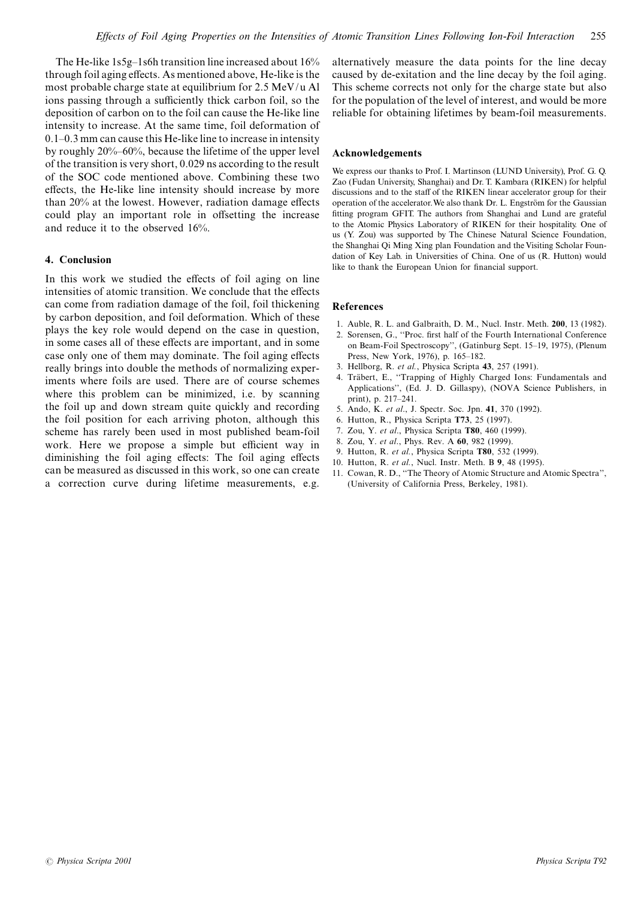The He-like 1s5g–1s6h transition line increased about 16% through foil aging effects. As mentioned above, He-like is the most probable charge state at equilibrium for 2.5 MeV/u Al ions passing through a sufficiently thick carbon foil, so the deposition of carbon on to the foil can cause the He-like line intensity to increase. At the same time, foil deformation of 0.1–0.3 mm can cause this He-like line to increase in intensity by roughly 20%–60%, because the lifetime of the upper level of the transition is very short, 0.029 ns according to the result of the SOC code mentioned above. Combining these two effects, the He-like line intensity should increase by more than 20% at the lowest. However, radiation damage effects could play an important role in offsetting the increase and reduce it to the observed 16%.

## 4. Conclusion

In this work we studied the effects of foil aging on line intensities of atomic transition. We conclude that the effects can come from radiation damage of the foil, foil thickening by carbon deposition, and foil deformation. Which of these plays the key role would depend on the case in question, in some cases all of these effects are important, and in some case only one of them may dominate. The foil aging effects really brings into double the methods of normalizing experiments where foils are used. There are of course schemes where this problem can be minimized, i.e. by scanning the foil up and down stream quite quickly and recording the foil position for each arriving photon, although this scheme has rarely been used in most published beam-foil work. Here we propose a simple but efficient way in diminishing the foil aging effects: The foil aging effects can be measured as discussed in this work, so one can create a correction curve during lifetime measurements, e.g. alternatively measure the data points for the line decay caused by de-exitation and the line decay by the foil aging. This scheme corrects not only for the charge state but also for the population of the level of interest, and would be more reliable for obtaining lifetimes by beam-foil measurements.

## Acknowledgements

We express our thanks to Prof. I. Martinson (LUND University), Prof. G. Q. Zao (Fudan University, Shanghai) and Dr. T. Kambara (RIKEN) for helpful discussions and to the staff of the RIKEN linear accelerator group for their operation of the accelerator. We also thank Dr. L. Engström for the Gaussian fitting program GFIT. The authors from Shanghai and Lund are grateful to the Atomic Physics Laboratory of RIKEN for their hospitality. One of us (Y. Zou) was supported by The Chinese Natural Science Foundation, the Shanghai Qi Ming Xing plan Foundation and the Visiting Scholar Foundation of Key Lab. in Universities of China. One of us (R. Hutton) would like to thank the European Union for financial support.

## References

1. Auble, R. L. and Galbraith, D. M., Nucl. Instr. Meth. **200**, 13 (1982).
2. Sorensen, G., "Proc. first half of the Fourth International Conference on Beam-Foil Spectroscopy", (Gatinburg Sept. 15–19, 1975), (Plenum Press, New York, 1976), p. 165–182.
3. Hellborg, R. *et al.*, Physica Scripta **43**, 257 (1991).
4. Träbert, E., "Trapping of Highly Charged Ions: Fundamentals and Applications", (Ed. J. D. Gillaspy), (NOVA Science Publishers, in print), p. 217–241.
5. Ando, K. *et al*., J. Spectr. Soc. Jpn. **41**, 370 (1992).
6. Hutton, R., Physica Scripta **T73**, 25 (1997).
7. Zou, Y. *et al*., Physica Scripta **T80**, 460 (1999).
8. Zou, Y. *et al*., Phys. Rev. A **60**, 982 (1999).
9. Hutton, R. *et al.*, Physica Scripta **T80**, 532 (1999).
10. Hutton, R. *et al.*, Nucl. Instr. Meth. B **9**, 48 (1995).
11. Cowan, R. D., "The Theory of Atomic Structure and Atomic Spectra", (University of California Press, Berkeley, 1981).